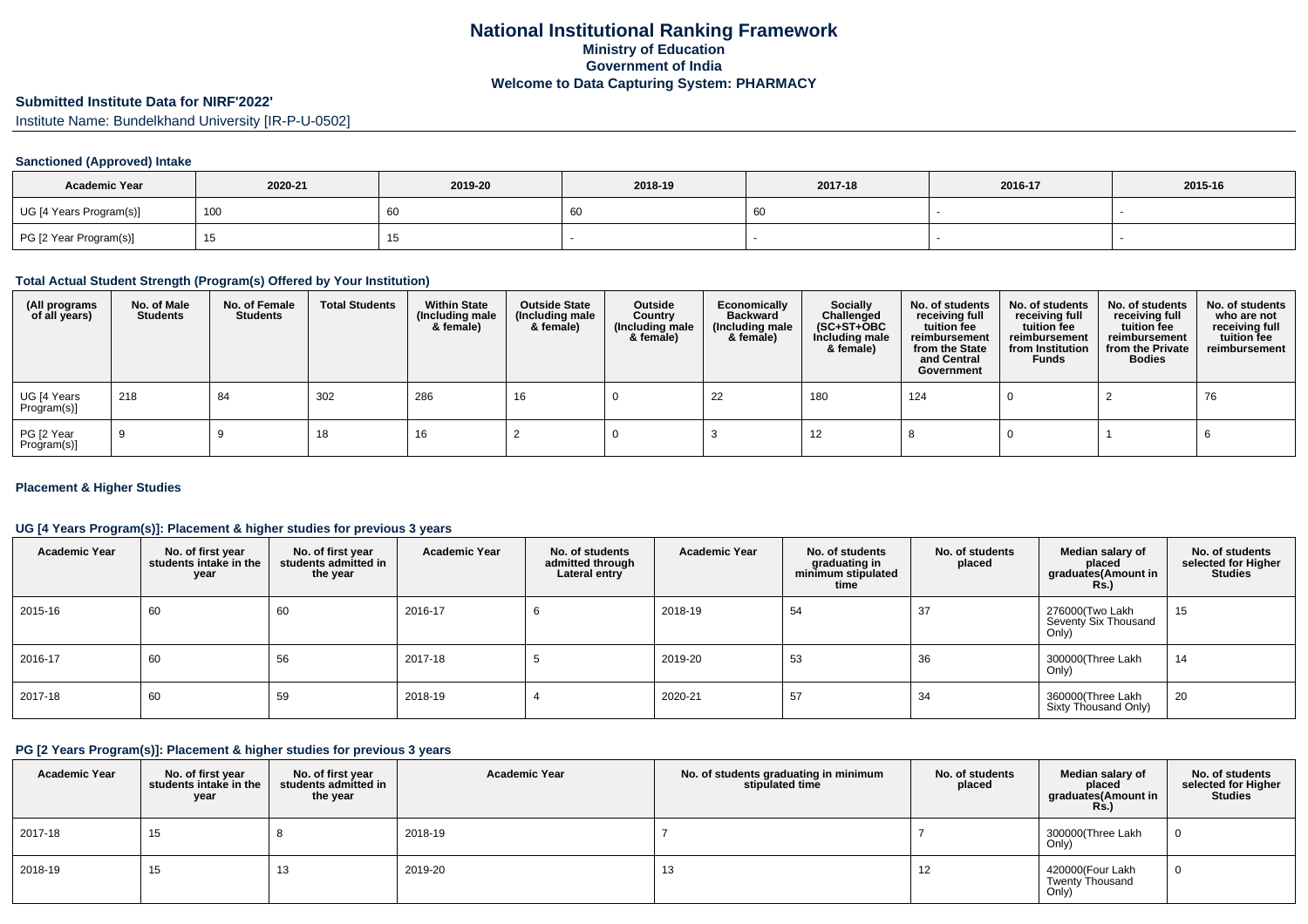# National Institutional Ranking Framework
## Ministry of Education
## Government of India
## Welcome to Data Capturing System: PHARMACY

### Submitted Institute Data for NIRF'2022'

Institute Name: Bundelkhand University [IR-P-U-0502]

#### Sanctioned (Approved) Intake

| Academic Year | 2020-21 | 2019-20 | 2018-19 | 2017-18 | 2016-17 | 2015-16 |
|---|---|---|---|---|---|---|
| UG [4 Years Program(s)] | 100 | 60 | 60 | 60 | - | - |
| PG [2 Year Program(s)] | 15 | 15 | - | - | - | - |

#### Total Actual Student Strength (Program(s) Offered by Your Institution)

| (All programs of all years) | No. of Male Students | No. of Female Students | Total Students | Within State (Including male & female) | Outside State (Including male & female) | Outside Country (Including male & female) | Economically Backward (Including male & female) | Socially Challenged (SC+ST+OBC Including male & female) | No. of students receiving full tuition fee reimbursement from the State and Central Government | No. of students receiving full tuition fee reimbursement from Institution Funds | No. of students receiving full tuition fee reimbursement from the Private Bodies | No. of students who are not receiving full tuition fee reimbursement |
|---|---|---|---|---|---|---|---|---|---|---|---|---|
| UG [4 Years Program(s)] | 218 | 84 | 302 | 286 | 16 | 0 | 22 | 180 | 124 | 0 | 2 | 76 |
| PG [2 Year Program(s)] | 9 | 9 | 18 | 16 | 2 | 0 | 3 | 12 | 8 | 0 | 1 | 6 |

#### Placement & Higher Studies

#### UG [4 Years Program(s)]: Placement & higher studies for previous 3 years

| Academic Year | No. of first year students intake in the year | No. of first year students admitted in the year | Academic Year | No. of students admitted through Lateral entry | Academic Year | No. of students graduating in minimum stipulated time | No. of students placed | Median salary of placed graduates(Amount in Rs.) | No. of students selected for Higher Studies |
|---|---|---|---|---|---|---|---|---|---|
| 2015-16 | 60 | 60 | 2016-17 | 6 | 2018-19 | 54 | 37 | 276000(Two Lakh Seventy Six Thousand Only) | 15 |
| 2016-17 | 60 | 56 | 2017-18 | 5 | 2019-20 | 53 | 36 | 300000(Three Lakh Only) | 14 |
| 2017-18 | 60 | 59 | 2018-19 | 4 | 2020-21 | 57 | 34 | 360000(Three Lakh Sixty Thousand Only) | 20 |

#### PG [2 Years Program(s)]: Placement & higher studies for previous 3 years

| Academic Year | No. of first year students intake in the year | No. of first year students admitted in the year | Academic Year | No. of students graduating in minimum stipulated time | No. of students placed | Median salary of placed graduates(Amount in Rs.) | No. of students selected for Higher Studies |
|---|---|---|---|---|---|---|---|
| 2017-18 | 15 | 8 | 2018-19 | 7 | 7 | 300000(Three Lakh Only) | 0 |
| 2018-19 | 15 | 13 | 2019-20 | 13 | 12 | 420000(Four Lakh Twenty Thousand Only) | 0 |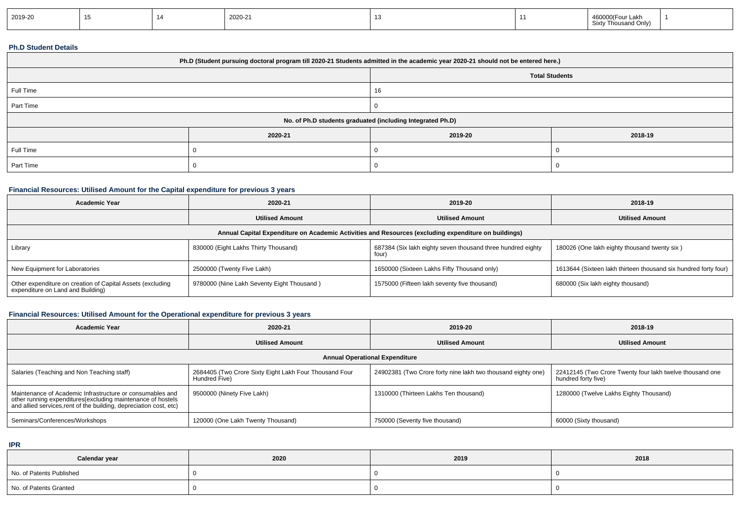| 2019-20 | 15 | 14 | 2020-21 | 13 | 11 | 460000(Four Lakh Sixty Thousand Only) | 1 |
|---|---|---|---|---|---|---|---|

## Ph.D Student Details

| Ph.D (Student pursuing doctoral program till 2020-21 Students admitted in the academic year 2020-21 should not be entered here.) | | |
|---|---|---|
| | Total Students | |
| Full Time | 16 | |
| Part Time | 0 | |
| No. of Ph.D students graduated (including Integrated Ph.D) | | |
| | 2020-21 | 2019-20 | 2018-19 |
| Full Time | 0 | 0 | 0 |
| Part Time | 0 | 0 | 0 |

## Financial Resources: Utilised Amount for the Capital expenditure for previous 3 years

| Academic Year | 2020-21 | 2019-20 | 2018-19 |
|---|---|---|---|
| | Utilised Amount | Utilised Amount | Utilised Amount |
| Annual Capital Expenditure on Academic Activities and Resources (excluding expenditure on buildings) | | | |
| Library | 830000 (Eight Lakhs Thirty Thousand) | 687384 (Six lakh eighty seven thousand three hundred eighty four) | 180026 (One lakh eighty thousand twenty six ) |
| New Equipment for Laboratories | 2500000 (Twenty Five Lakh) | 1650000 (Sixteen Lakhs Fifty Thousand only) | 1613644 (Sixteen lakh thirteen thousand six hundred forty four) |
| Other expenditure on creation of Capital Assets (excluding expenditure on Land and Building) | 9780000 (Nine Lakh Seventy Eight Thousand ) | 1575000 (Fifteen lakh seventy five thousand) | 680000 (Six lakh eighty thousand) |

## Financial Resources: Utilised Amount for the Operational expenditure for previous 3 years

| Academic Year | 2020-21 | 2019-20 | 2018-19 |
|---|---|---|---|
| | Utilised Amount | Utilised Amount | Utilised Amount |
| Annual Operational Expenditure | | | |
| Salaries (Teaching and Non Teaching staff) | 2684405 (Two Crore Sixty Eight Lakh Four Thousand Four Hundred Five) | 24902381 (Two Crore forty nine lakh two thousand eighty one) | 22412145 (Two Crore Twenty four lakh twelve thousand one hundred forty five) |
| Maintenance of Academic Infrastructure or consumables and other running expenditures(excluding maintenance of hostels and allied services,rent of the building, depreciation cost, etc) | 9500000 (Ninety Five Lakh) | 1310000 (Thirteen Lakhs Ten thousand) | 1280000 (Twelve Lakhs Eighty Thousand) |
| Seminars/Conferences/Workshops | 120000 (One Lakh Twenty Thousand) | 750000 (Seventy five thousand) | 60000 (Sixty thousand) |

## IPR

| Calendar year | 2020 | 2019 | 2018 |
|---|---|---|---|
| No. of Patents Published | 0 | 0 | 0 |
| No. of Patents Granted | 0 | 0 | 0 |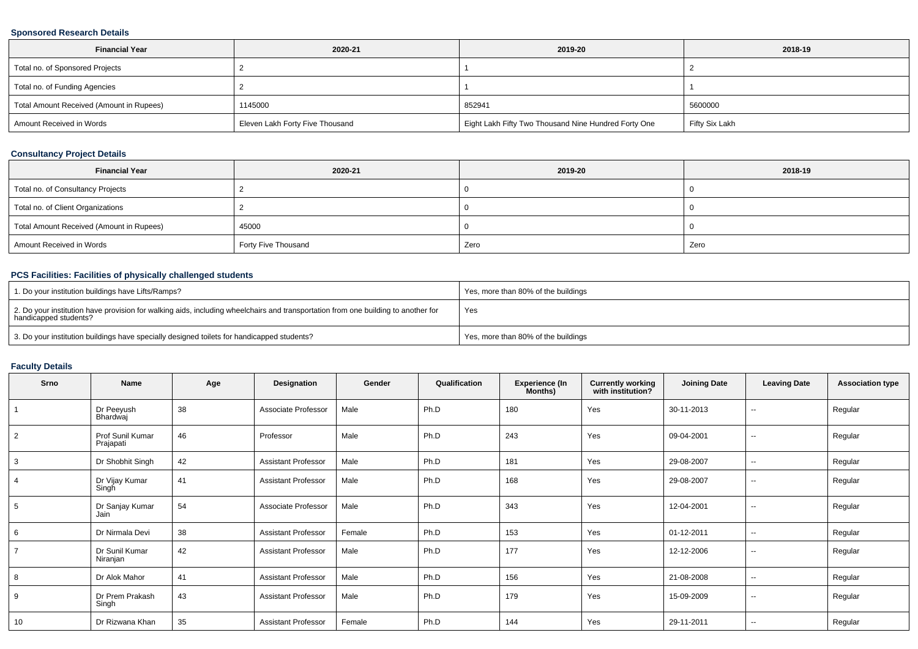### Sponsored Research Details

| Financial Year | 2020-21 | 2019-20 | 2018-19 |
|---|---|---|---|
| Total no. of Sponsored Projects | 2 | 1 | 2 |
| Total no. of Funding Agencies | 2 | 1 | 1 |
| Total Amount Received (Amount in Rupees) | 1145000 | 852941 | 5600000 |
| Amount Received in Words | Eleven Lakh Forty Five Thousand | Eight Lakh Fifty Two Thousand Nine Hundred Forty One | Fifty Six Lakh |

### Consultancy Project Details

| Financial Year | 2020-21 | 2019-20 | 2018-19 |
|---|---|---|---|
| Total no. of Consultancy Projects | 2 | 0 | 0 |
| Total no. of Client Organizations | 2 | 0 | 0 |
| Total Amount Received (Amount in Rupees) | 45000 | 0 | 0 |
| Amount Received in Words | Forty Five Thousand | Zero | Zero |

### PCS Facilities: Facilities of physically challenged students

| | |
|---|---|
| 1. Do your institution buildings have Lifts/Ramps? | Yes, more than 80% of the buildings |
| 2. Do your institution have provision for walking aids, including wheelchairs and transportation from one building to another for handicapped students? | Yes |
| 3. Do your institution buildings have specially designed toilets for handicapped students? | Yes, more than 80% of the buildings |

### Faculty Details

| Srno | Name | Age | Designation | Gender | Qualification | Experience (In Months) | Currently working with institution? | Joining Date | Leaving Date | Association type |
|---|---|---|---|---|---|---|---|---|---|---|
| 1 | Dr Peeyush Bhardwaj | 38 | Associate Professor | Male | Ph.D | 180 | Yes | 30-11-2013 | -- | Regular |
| 2 | Prof Sunil Kumar Prajapati | 46 | Professor | Male | Ph.D | 243 | Yes | 09-04-2001 | -- | Regular |
| 3 | Dr Shobhit Singh | 42 | Assistant Professor | Male | Ph.D | 181 | Yes | 29-08-2007 | -- | Regular |
| 4 | Dr Vijay Kumar Singh | 41 | Assistant Professor | Male | Ph.D | 168 | Yes | 29-08-2007 | -- | Regular |
| 5 | Dr Sanjay Kumar Jain | 54 | Associate Professor | Male | Ph.D | 343 | Yes | 12-04-2001 | -- | Regular |
| 6 | Dr Nirmala Devi | 38 | Assistant Professor | Female | Ph.D | 153 | Yes | 01-12-2011 | -- | Regular |
| 7 | Dr Sunil Kumar Niranjan | 42 | Assistant Professor | Male | Ph.D | 177 | Yes | 12-12-2006 | -- | Regular |
| 8 | Dr Alok Mahor | 41 | Assistant Professor | Male | Ph.D | 156 | Yes | 21-08-2008 | -- | Regular |
| 9 | Dr Prem Prakash Singh | 43 | Assistant Professor | Male | Ph.D | 179 | Yes | 15-09-2009 | -- | Regular |
| 10 | Dr Rizwana Khan | 35 | Assistant Professor | Female | Ph.D | 144 | Yes | 29-11-2011 | -- | Regular |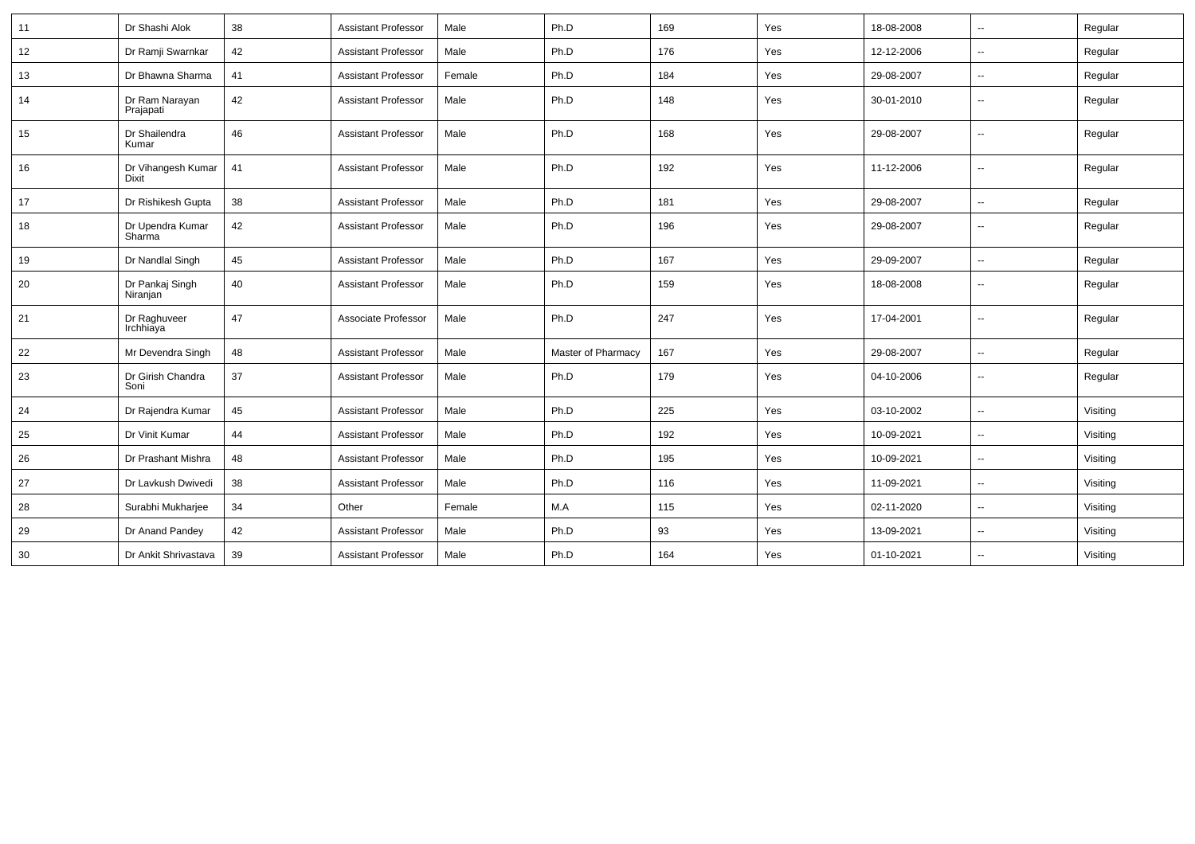| | | | | | | | | | | |
|---|---|---|---|---|---|---|---|---|---|---|
| 11 | Dr Shashi Alok | 38 | Assistant Professor | Male | Ph.D | 169 | Yes | 18-08-2008 | -- | Regular |
| 12 | Dr Ramji Swarnkar | 42 | Assistant Professor | Male | Ph.D | 176 | Yes | 12-12-2006 | -- | Regular |
| 13 | Dr Bhawna Sharma | 41 | Assistant Professor | Female | Ph.D | 184 | Yes | 29-08-2007 | -- | Regular |
| 14 | Dr Ram Narayan Prajapati | 42 | Assistant Professor | Male | Ph.D | 148 | Yes | 30-01-2010 | -- | Regular |
| 15 | Dr Shailendra Kumar | 46 | Assistant Professor | Male | Ph.D | 168 | Yes | 29-08-2007 | -- | Regular |
| 16 | Dr Vihangesh Kumar Dixit | 41 | Assistant Professor | Male | Ph.D | 192 | Yes | 11-12-2006 | -- | Regular |
| 17 | Dr Rishikesh Gupta | 38 | Assistant Professor | Male | Ph.D | 181 | Yes | 29-08-2007 | -- | Regular |
| 18 | Dr Upendra Kumar Sharma | 42 | Assistant Professor | Male | Ph.D | 196 | Yes | 29-08-2007 | -- | Regular |
| 19 | Dr Nandlal Singh | 45 | Assistant Professor | Male | Ph.D | 167 | Yes | 29-09-2007 | -- | Regular |
| 20 | Dr Pankaj Singh Niranjan | 40 | Assistant Professor | Male | Ph.D | 159 | Yes | 18-08-2008 | -- | Regular |
| 21 | Dr Raghuveer Irchhiaya | 47 | Associate Professor | Male | Ph.D | 247 | Yes | 17-04-2001 | -- | Regular |
| 22 | Mr Devendra Singh | 48 | Assistant Professor | Male | Master of Pharmacy | 167 | Yes | 29-08-2007 | -- | Regular |
| 23 | Dr Girish Chandra Soni | 37 | Assistant Professor | Male | Ph.D | 179 | Yes | 04-10-2006 | -- | Regular |
| 24 | Dr Rajendra Kumar | 45 | Assistant Professor | Male | Ph.D | 225 | Yes | 03-10-2002 | -- | Visiting |
| 25 | Dr Vinit Kumar | 44 | Assistant Professor | Male | Ph.D | 192 | Yes | 10-09-2021 | -- | Visiting |
| 26 | Dr Prashant Mishra | 48 | Assistant Professor | Male | Ph.D | 195 | Yes | 10-09-2021 | -- | Visiting |
| 27 | Dr Lavkush Dwivedi | 38 | Assistant Professor | Male | Ph.D | 116 | Yes | 11-09-2021 | -- | Visiting |
| 28 | Surabhi Mukharjee | 34 | Other | Female | M.A | 115 | Yes | 02-11-2020 | -- | Visiting |
| 29 | Dr Anand Pandey | 42 | Assistant Professor | Male | Ph.D | 93 | Yes | 13-09-2021 | -- | Visiting |
| 30 | Dr Ankit Shrivastava | 39 | Assistant Professor | Male | Ph.D | 164 | Yes | 01-10-2021 | -- | Visiting |